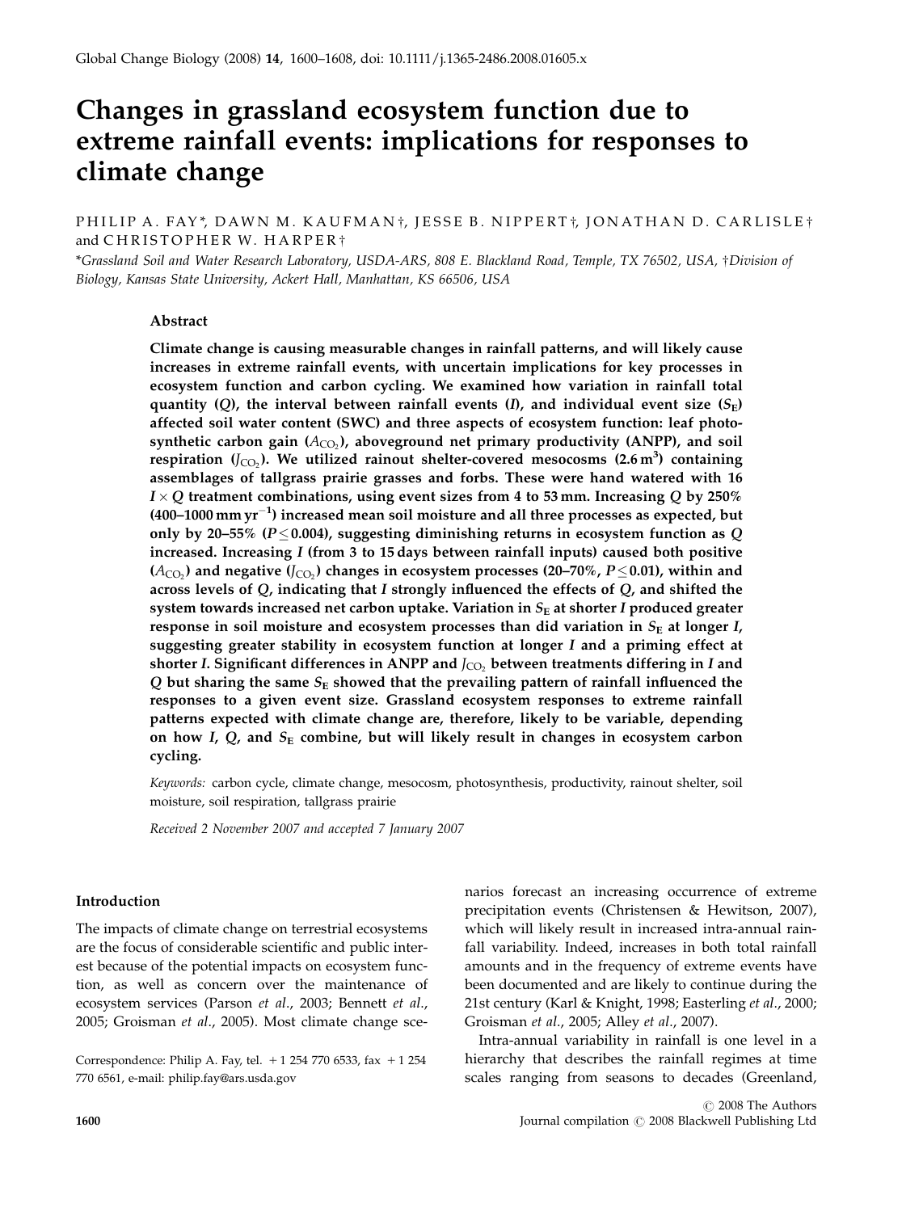# Changes in grassland ecosystem function due to extreme rainfall events: implications for responses to climate change

PHILIP A. FAY*, DAWN M. KAUFMAN†, JESSE B. NIPPERT†, JONATHAN D. CARLISLE† and CHRISTOPHER W. HARPER†

*Grassland Soil and Water Research Laboratory, USDA-ARS, 808 E. Blackland Road, Temple, TX 76502, USA, †Division of Biology, Kansas State University, Ackert Hall, Manhattan, KS 66506, USA

## Abstract

**Climate change is causing measurable changes in rainfall patterns, and will likely cause increases in extreme rainfall events, with uncertain implications for key processes in ecosystem function and carbon cycling. We examined how variation in rainfall total quantity (*Q*), the interval between rainfall events (*I*), and individual event size ($S_E$) affected soil water content (SWC) and three aspects of ecosystem function: leaf photosynthetic carbon gain ($A_{CO_2}$), aboveground net primary productivity (ANPP), and soil respiration ($J_{CO_2}$). We utilized rainout shelter-covered mesocosms (2.6 m$^3$) containing assemblages of tallgrass prairie grasses and forbs. These were hand watered with 16 $I \times Q$ treatment combinations, using event sizes from 4 to 53 mm. Increasing *Q* by 250% (400–1000 mm yr$^{-1}$) increased mean soil moisture and all three processes as expected, but only by 20–55% ($P \leq 0.004$), suggesting diminishing returns in ecosystem function as *Q* increased. Increasing *I* (from 3 to 15 days between rainfall inputs) caused both positive ($A_{CO_2}$) and negative ($J_{CO_2}$) changes in ecosystem processes (20–70%, $P \leq 0.01$), within and across levels of *Q*, indicating that *I* strongly influenced the effects of *Q*, and shifted the system towards increased net carbon uptake. Variation in $S_E$ at shorter *I* produced greater response in soil moisture and ecosystem processes than did variation in $S_E$ at longer *I*, suggesting greater stability in ecosystem function at longer *I* and a priming effect at shorter *I*. Significant differences in ANPP and $J_{CO_2}$ between treatments differing in *I* and *Q* but sharing the same $S_E$ showed that the prevailing pattern of rainfall influenced the responses to a given event size. Grassland ecosystem responses to extreme rainfall patterns expected with climate change are, therefore, likely to be variable, depending on how *I*, *Q*, and $S_E$ combine, but will likely result in changes in ecosystem carbon cycling.**

*Keywords:* carbon cycle, climate change, mesocosm, photosynthesis, productivity, rainout shelter, soil moisture, soil respiration, tallgrass prairie

*Received 2 November 2007 and accepted 7 January 2007*

## Introduction

The impacts of climate change on terrestrial ecosystems are the focus of considerable scientific and public interest because of the potential impacts on ecosystem function, as well as concern over the maintenance of ecosystem services (Parson *et al*., 2003; Bennett *et al*., 2005; Groisman *et al*., 2005). Most climate change scenarios forecast an increasing occurrence of extreme precipitation events (Christensen & Hewitson, 2007), which will likely result in increased intra-annual rainfall variability. Indeed, increases in both total rainfall amounts and in the frequency of extreme events have been documented and are likely to continue during the 21st century (Karl & Knight, 1998; Easterling *et al*., 2000; Groisman *et al*., 2005; Alley *et al*., 2007).

Intra-annual variability in rainfall is one level in a hierarchy that describes the rainfall regimes at time scales ranging from seasons to decades (Greenland,

Correspondence: Philip A. Fay, tel. +1 254 770 6533, fax +1 254 770 6561, e-mail: philip.fay@ars.usda.gov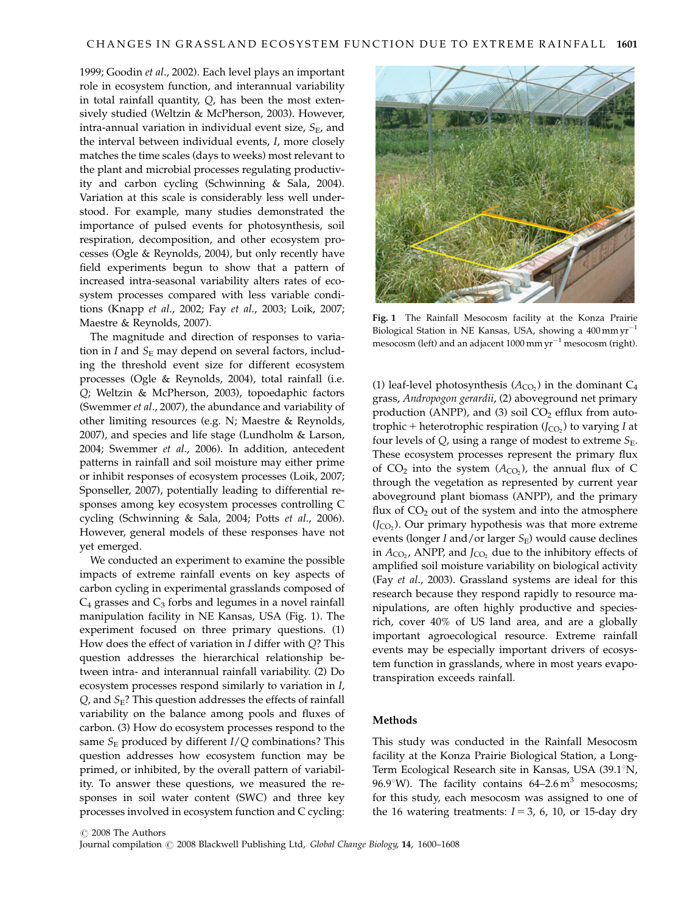1999; Goodin *et al*., 2002). Each level plays an important role in ecosystem function, and interannual variability in total rainfall quantity, $Q$, has been the most extensively studied (Weltzin & McPherson, 2003). However, intra-annual variation in individual event size, $S_E$, and the interval between individual events, $I$, more closely matches the time scales (days to weeks) most relevant to the plant and microbial processes regulating productivity and carbon cycling (Schwinning & Sala, 2004). Variation at this scale is considerably less well understood. For example, many studies demonstrated the importance of pulsed events for photosynthesis, soil respiration, decomposition, and other ecosystem processes (Ogle & Reynolds, 2004), but only recently have field experiments begun to show that a pattern of increased intra-seasonal variability alters rates of ecosystem processes compared with less variable conditions (Knapp *et al*., 2002; Fay *et al*., 2003; Loik, 2007; Maestre & Reynolds, 2007).

The magnitude and direction of responses to variation in $I$ and $S_E$ may depend on several factors, including the threshold event size for different ecosystem processes (Ogle & Reynolds, 2004), total rainfall (i.e. $Q$; Weltzin & McPherson, 2003), topoedaphic factors (Swemmer *et al*., 2007), the abundance and variability of other limiting resources (e.g. N; Maestre & Reynolds, 2007), and species and life stage (Lundholm & Larson, 2004; Swemmer *et al*., 2006). In addition, antecedent patterns in rainfall and soil moisture may either prime or inhibit responses of ecosystem processes (Loik, 2007; Sponseller, 2007), potentially leading to differential responses among key ecosystem processes controlling C cycling (Schwinning & Sala, 2004; Potts *et al*., 2006). However, general models of these responses have not yet emerged.

We conducted an experiment to examine the possible impacts of extreme rainfall events on key aspects of carbon cycling in experimental grasslands composed of $C_4$ grasses and $C_3$ forbs and legumes in a novel rainfall manipulation facility in NE Kansas, USA (Fig. 1). The experiment focused on three primary questions. (1) How does the effect of variation in $I$ differ with $Q$? This question addresses the hierarchical relationship between intra- and interannual rainfall variability. (2) Do ecosystem processes respond similarly to variation in $I$, $Q$, and $S_E$? This question addresses the effects of rainfall variability on the balance among pools and fluxes of carbon. (3) How do ecosystem processes respond to the same $S_E$ produced by different $I/Q$ combinations? This question addresses how ecosystem function may be primed, or inhibited, by the overall pattern of variability. To answer these questions, we measured the responses in soil water content (SWC) and three key processes involved in ecosystem function and C cycling: (1) leaf-level photosynthesis ($A_{CO_2}$) in the dominant $C_4$ grass, *Andropogon gerardii*, (2) aboveground net primary production (ANPP), and (3) soil $CO_2$ efflux from autotrophic + heterotrophic respiration ($J_{CO_2}$) to varying $I$ at four levels of $Q$, using a range of modest to extreme $S_E$. These ecosystem processes represent the primary flux of $CO_2$ into the system ($A_{CO_2}$), the annual flux of C through the vegetation as represented by current year aboveground plant biomass (ANPP), and the primary flux of $CO_2$ out of the system and into the atmosphere ($J_{CO_2}$). Our primary hypothesis was that more extreme events (longer $I$ and/or larger $S_E$) would cause declines in $A_{CO_2}$, ANPP, and $J_{CO_2}$ due to the inhibitory effects of amplified soil moisture variability on biological activity (Fay *et al*., 2003). Grassland systems are ideal for this research because they respond rapidly to resource manipulations, are often highly productive and species-rich, cover 40% of US land area, and are a globally important agroecological resource. Extreme rainfall events may be especially important drivers of ecosystem function in grasslands, where in most years evapotranspiration exceeds rainfall.

**Fig. 1** The Rainfall Mesocosm facility at the Konza Prairie Biological Station in NE Kansas, USA, showing a $400\,\mathrm{mm\,yr^{-1}}$ mesocosm (left) and an adjacent $1000\,\mathrm{mm\,yr^{-1}}$ mesocosm (right).

## Methods

This study was conducted in the Rainfall Mesocosm facility at the Konza Prairie Biological Station, a Long-Term Ecological Research site in Kansas, USA (39.1°N, 96.9°W). The facility contains 64–2.6 $\mathrm{m}^3$ mesocosms; for this study, each mesocosm was assigned to one of the 16 watering treatments: $I$ = 3, 6, 10, or 15-day dry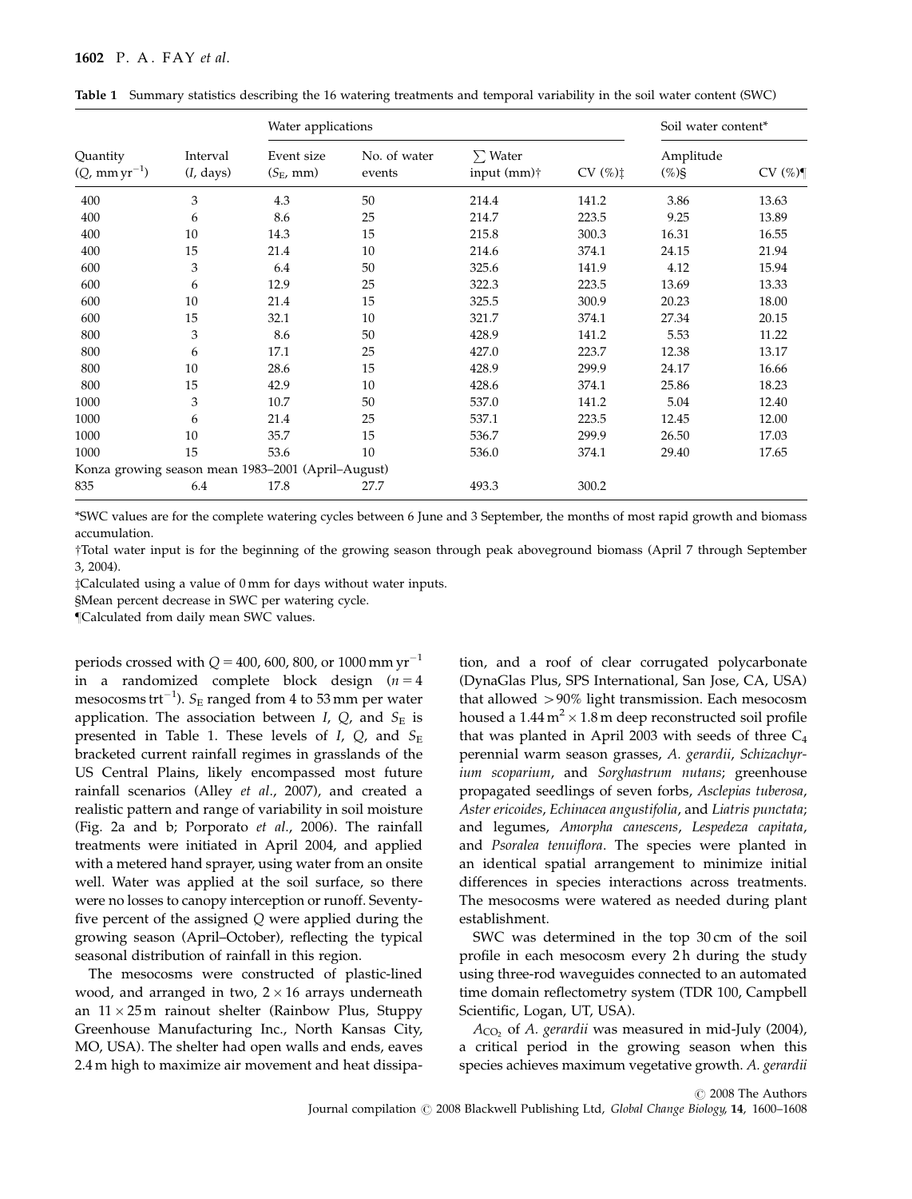**Table 1** Summary statistics describing the 16 watering treatments and temporal variability in the soil water content (SWC)

| | | Water applications | | | | Soil water content* | |
|---|---|---|---|---|---|---|---|
| Quantity ($Q$, mm yr$^{-1}$) | Interval ($I$, days) | Event size ($S_E$, mm) | No. of water events | $\sum$ Water input (mm)† | CV (%)‡ | Amplitude (%)§ | CV (%)¶ |
| 400 | 3 | 4.3 | 50 | 214.4 | 141.2 | 3.86 | 13.63 |
| 400 | 6 | 8.6 | 25 | 214.7 | 223.5 | 9.25 | 13.89 |
| 400 | 10 | 14.3 | 15 | 215.8 | 300.3 | 16.31 | 16.55 |
| 400 | 15 | 21.4 | 10 | 214.6 | 374.1 | 24.15 | 21.94 |
| 600 | 3 | 6.4 | 50 | 325.6 | 141.9 | 4.12 | 15.94 |
| 600 | 6 | 12.9 | 25 | 322.3 | 223.5 | 13.69 | 13.33 |
| 600 | 10 | 21.4 | 15 | 325.5 | 300.9 | 20.23 | 18.00 |
| 600 | 15 | 32.1 | 10 | 321.7 | 374.1 | 27.34 | 20.15 |
| 800 | 3 | 8.6 | 50 | 428.9 | 141.2 | 5.53 | 11.22 |
| 800 | 6 | 17.1 | 25 | 427.0 | 223.7 | 12.38 | 13.17 |
| 800 | 10 | 28.6 | 15 | 428.9 | 299.9 | 24.17 | 16.66 |
| 800 | 15 | 42.9 | 10 | 428.6 | 374.1 | 25.86 | 18.23 |
| 1000 | 3 | 10.7 | 50 | 537.0 | 141.2 | 5.04 | 12.40 |
| 1000 | 6 | 21.4 | 25 | 537.1 | 223.5 | 12.45 | 12.00 |
| 1000 | 10 | 35.7 | 15 | 536.7 | 299.9 | 26.50 | 17.03 |
| 1000 | 15 | 53.6 | 10 | 536.0 | 374.1 | 29.40 | 17.65 |
| Konza growing season mean 1983–2001 (April–August) | | | | | | | |
| 835 | 6.4 | 17.8 | 27.7 | 493.3 | 300.2 | | |

*SWC values are for the complete watering cycles between 6 June and 3 September, the months of most rapid growth and biomass accumulation.

†Total water input is for the beginning of the growing season through peak aboveground biomass (April 7 through September 3, 2004).

‡Calculated using a value of 0 mm for days without water inputs.

§Mean percent decrease in SWC per watering cycle.

¶Calculated from daily mean SWC values.

periods crossed with $Q = 400$, 600, 800, or 1000 mm yr$^{-1}$ in a randomized complete block design ($n = 4$ mesocosms trt$^{-1}$). $S_E$ ranged from 4 to 53 mm per water application. The association between $I$, $Q$, and $S_E$ is presented in Table 1. These levels of $I$, $Q$, and $S_E$ bracketed current rainfall regimes in grasslands of the US Central Plains, likely encompassed most future rainfall scenarios (Alley *et al*., 2007), and created a realistic pattern and range of variability in soil moisture (Fig. 2a and b; Porporato *et al*., 2006). The rainfall treatments were initiated in April 2004, and applied with a metered hand sprayer, using water from an onsite well. Water was applied at the soil surface, so there were no losses to canopy interception or runoff. Seventy-five percent of the assigned $Q$ were applied during the growing season (April–October), reflecting the typical seasonal distribution of rainfall in this region.

The mesocosms were constructed of plastic-lined wood, and arranged in two, $2 \times 16$ arrays underneath an $11 \times 25$ m rainout shelter (Rainbow Plus, Stuppy Greenhouse Manufacturing Inc., North Kansas City, MO, USA). The shelter had open walls and ends, eaves 2.4 m high to maximize air movement and heat dissipation, and a roof of clear corrugated polycarbonate (DynaGlas Plus, SPS International, San Jose, CA, USA) that allowed >90% light transmission. Each mesocosm housed a 1.44 m$^2$ × 1.8 m deep reconstructed soil profile that was planted in April 2003 with seeds of three $C_4$ perennial warm season grasses, *A. gerardii*, *Schizachyrium scoparium*, and *Sorghastrum nutans*; greenhouse propagated seedlings of seven forbs, *Asclepias tuberosa*, *Aster ericoides*, *Echinacea angustifolia*, and *Liatris punctata*; and legumes, *Amorpha canescens*, *Lespedeza capitata*, and *Psoralea tenuiflora*. The species were planted in an identical spatial arrangement to minimize initial differences in species interactions across treatments. The mesocosms were watered as needed during plant establishment.

SWC was determined in the top 30 cm of the soil profile in each mesocosm every 2 h during the study using three-rod waveguides connected to an automated time domain reflectometry system (TDR 100, Campbell Scientific, Logan, UT, USA).

$A_{CO_2}$ of *A. gerardii* was measured in mid-July (2004), a critical period in the growing season when this species achieves maximum vegetative growth. *A. gerardii*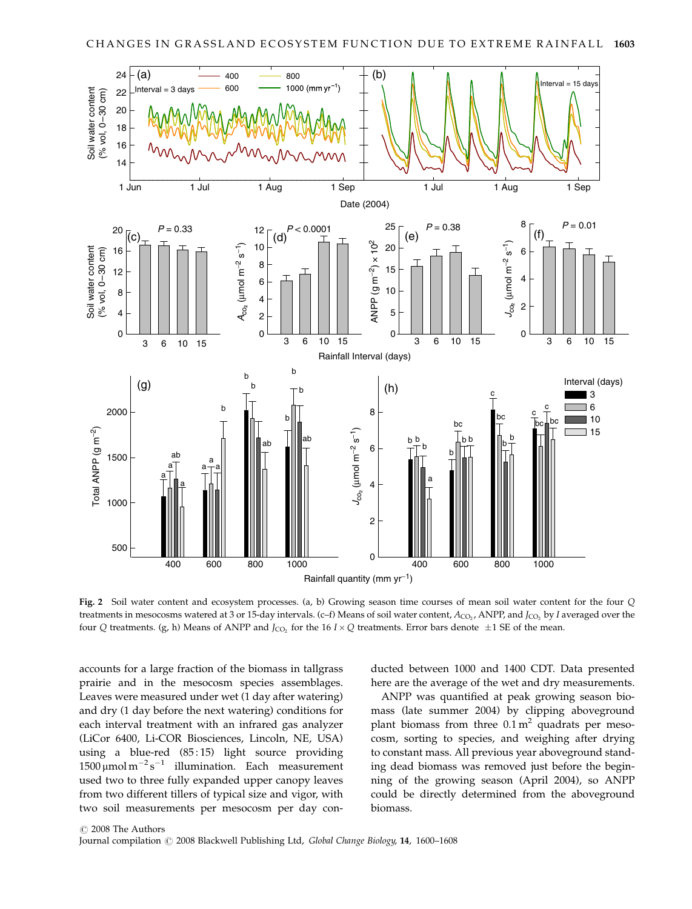**Fig. 2** Soil water content and ecosystem processes. (a, b) Growing season time courses of mean soil water content for the four $Q$ treatments in mesocosms watered at 3 or 15-day intervals. (c–f) Means of soil water content, $A_{CO_2}$, ANPP, and $J_{CO_2}$ by $I$ averaged over the four $Q$ treatments. (g, h) Means of ANPP and $J_{CO_2}$ for the 16 $I \times Q$ treatments. Error bars denote $\pm 1$ SE of the mean.

accounts for a large fraction of the biomass in tallgrass prairie and in the mesocosm species assemblages. Leaves were measured under wet (1 day after watering) and dry (1 day before the next watering) conditions for each interval treatment with an infrared gas analyzer (LiCor 6400, Li-COR Biosciences, Lincoln, NE, USA) using a blue-red (85 : 15) light source providing 1500 μmol m$^{-2}$ s$^{-1}$ illumination. Each measurement used two to three fully expanded upper canopy leaves from two different tillers of typical size and vigor, with two soil measurements per mesocosm per day conducted between 1000 and 1400 CDT. Data presented here are the average of the wet and dry measurements.

ANPP was quantified at peak growing season biomass (late summer 2004) by clipping aboveground plant biomass from three 0.1 m$^2$ quadrats per mesocosm, sorting to species, and weighing after drying to constant mass. All previous year aboveground standing dead biomass was removed just before the beginning of the growing season (April 2004), so ANPP could be directly determined from the aboveground biomass.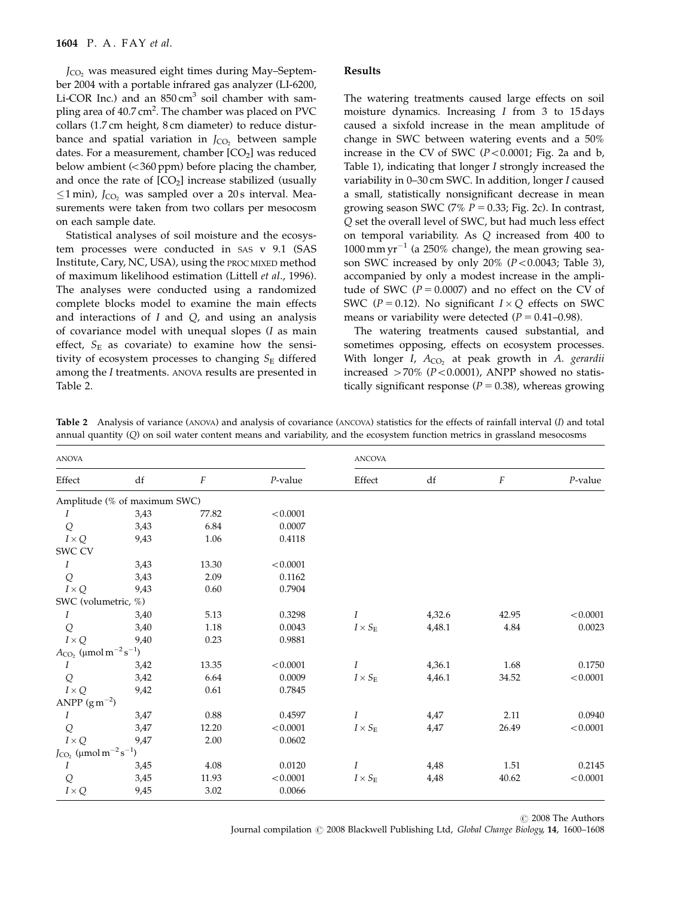$J_{CO_2}$ was measured eight times during May–September 2004 with a portable infrared gas analyzer (LI-6200, Li-COR Inc.) and an 850 $cm^3$ soil chamber with sampling area of 40.7 $cm^2$. The chamber was placed on PVC collars (1.7 cm height, 8 cm diameter) to reduce disturbance and spatial variation in $J_{CO_2}$ between sample dates. For a measurement, chamber [$CO_2$] was reduced below ambient (<360 ppm) before placing the chamber, and once the rate of [$CO_2$] increase stabilized (usually ≤1 min), $J_{CO_2}$ was sampled over a 20 s interval. Measurements were taken from two collars per mesocosm on each sample date.

Statistical analyses of soil moisture and the ecosystem processes were conducted in SAS v 9.1 (SAS Institute, Cary, NC, USA), using the PROC MIXED method of maximum likelihood estimation (Littell *et al*., 1996). The analyses were conducted using a randomized complete blocks model to examine the main effects and interactions of *I* and *Q*, and using an analysis of covariance model with unequal slopes (*I* as main effect, $S_E$ as covariate) to examine how the sensitivity of ecosystem processes to changing $S_E$ differed among the *I* treatments. ANOVA results are presented in Table 2.

## Results

The watering treatments caused large effects on soil moisture dynamics. Increasing *I* from 3 to 15 days caused a sixfold increase in the mean amplitude of change in SWC between watering events and a 50% increase in the CV of SWC ($P<0.0001$; Fig. 2a and b, Table 1), indicating that longer *I* strongly increased the variability in 0–30 cm SWC. In addition, longer *I* caused a small, statistically nonsignificant decrease in mean growing season SWC (7% $P=0.33$; Fig. 2c). In contrast, *Q* set the overall level of SWC, but had much less effect on temporal variability. As *Q* increased from 400 to 1000 mm $yr^{-1}$ (a 250% change), the mean growing season SWC increased by only 20% ($P<0.0043$; Table 3), accompanied by only a modest increase in the amplitude of SWC ($P=0.0007$) and no effect on the CV of SWC ($P=0.12$). No significant $I\times Q$ effects on SWC means or variability were detected ($P=0.41$–$0.98$).

The watering treatments caused substantial, and sometimes opposing, effects on ecosystem processes. With longer *I*, $A_{CO_2}$ at peak growth in *A. gerardii* increased >70% ($P<0.0001$), ANPP showed no statistically significant response ($P=0.38$), whereas growing

**Table 2** Analysis of variance (ANOVA) and analysis of covariance (ANCOVA) statistics for the effects of rainfall interval (*I*) and total annual quantity (*Q*) on soil water content means and variability, and the ecosystem function metrics in grassland mesocosms

| ANOVA | | | | ANCOVA | | | |
|---|---|---|---|---|---|---|---|
| Effect | df | *F* | *P*-value | Effect | df | *F* | *P*-value |
| Amplitude (% of maximum SWC) | | | | | | | |
| *I* | 3,43 | 77.82 | <0.0001 | | | | |
| *Q* | 3,43 | 6.84 | 0.0007 | | | | |
| $I\times Q$ | 9,43 | 1.06 | 0.4118 | | | | |
| SWC CV | | | | | | | |
| *I* | 3,43 | 13.30 | <0.0001 | | | | |
| *Q* | 3,43 | 2.09 | 0.1162 | | | | |
| $I\times Q$ | 9,43 | 0.60 | 0.7904 | | | | |
| SWC (volumetric, %) | | | | | | | |
| *I* | 3,40 | 5.13 | 0.3298 | *I* | 4,32.6 | 42.95 | <0.0001 |
| *Q* | 3,40 | 1.18 | 0.0043 | $I\times S_E$ | 4,48.1 | 4.84 | 0.0023 |
| $I\times Q$ | 9,40 | 0.23 | 0.9881 | | | | |
| $A_{CO_2}$ ($\mu$mol $m^{-2}s^{-1}$) | | | | | | | |
| *I* | 3,42 | 13.35 | <0.0001 | *I* | 4,36.1 | 1.68 | 0.1750 |
| *Q* | 3,42 | 6.64 | 0.0009 | $I\times S_E$ | 4,46.1 | 34.52 | <0.0001 |
| $I\times Q$ | 9,42 | 0.61 | 0.7845 | | | | |
| ANPP ($g\,m^{-2}$) | | | | | | | |
| *I* | 3,47 | 0.88 | 0.4597 | *I* | 4,47 | 2.11 | 0.0940 |
| *Q* | 3,47 | 12.20 | <0.0001 | $I\times S_E$ | 4,47 | 26.49 | <0.0001 |
| $I\times Q$ | 9,47 | 2.00 | 0.0602 | | | | |
| $J_{CO_2}$ ($\mu$mol $m^{-2}s^{-1}$) | | | | | | | |
| *I* | 3,45 | 4.08 | 0.0120 | *I* | 4,48 | 1.51 | 0.2145 |
| *Q* | 3,45 | 11.93 | <0.0001 | $I\times S_E$ | 4,48 | 40.62 | <0.0001 |
| $I\times Q$ | 9,45 | 3.02 | 0.0066 | | | | |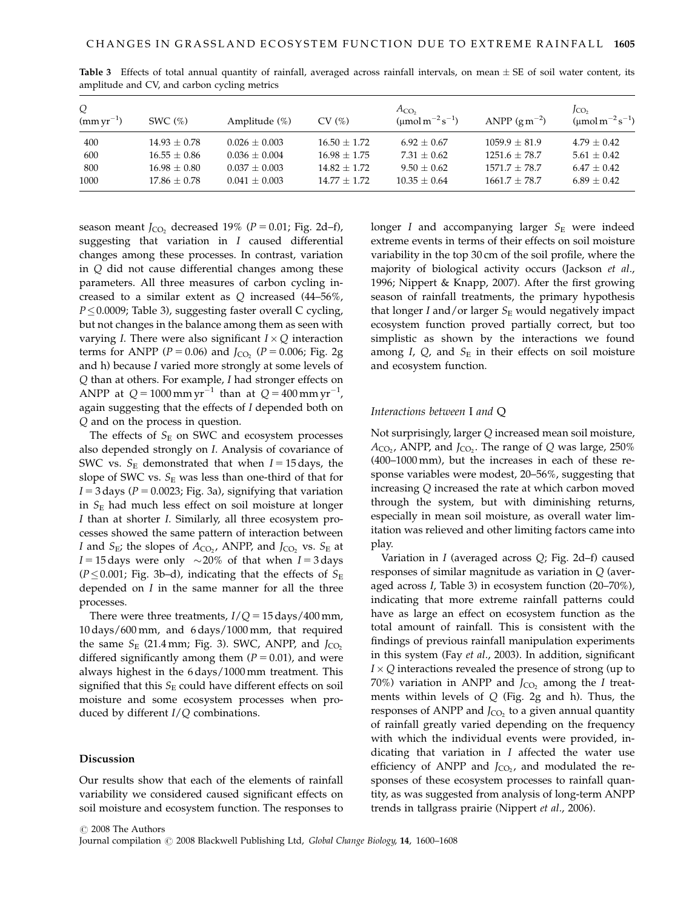**Table 3** Effects of total annual quantity of rainfall, averaged across rainfall intervals, on mean ± SE of soil water content, its amplitude and CV, and carbon cycling metrics

| $Q$ ($\mathrm{mm\,yr^{-1}}$) | SWC (%) | Amplitude (%) | CV (%) | $A_{CO_2}$ ($\mu\mathrm{mol\,m^{-2}\,s^{-1}}$) | ANPP ($\mathrm{g\,m^{-2}}$) | $J_{CO_2}$ ($\mu\mathrm{mol\,m^{-2}\,s^{-1}}$) |
|---|---|---|---|---|---|---|
| 400 | 14.93 ± 0.78 | 0.026 ± 0.003 | 16.50 ± 1.72 | 6.92 ± 0.67 | 1059.9 ± 81.9 | 4.79 ± 0.42 |
| 600 | 16.55 ± 0.86 | 0.036 ± 0.004 | 16.98 ± 1.75 | 7.31 ± 0.62 | 1251.6 ± 78.7 | 5.61 ± 0.42 |
| 800 | 16.98 ± 0.80 | 0.037 ± 0.003 | 14.82 ± 1.72 | 9.50 ± 0.62 | 1571.7 ± 78.7 | 6.47 ± 0.42 |
| 1000 | 17.86 ± 0.78 | 0.041 ± 0.003 | 14.77 ± 1.72 | 10.35 ± 0.64 | 1661.7 ± 78.7 | 6.89 ± 0.42 |

season meant $J_{CO_2}$ decreased 19% ($P = 0.01$; Fig. 2d–f), suggesting that variation in $I$ caused differential changes among these processes. In contrast, variation in $Q$ did not cause differential changes among these parameters. All three measures of carbon cycling increased to a similar extent as $Q$ increased (44–56%, $P \leq 0.0009$; Table 3), suggesting faster overall C cycling, but not changes in the balance among them as seen with varying $I$. There were also significant $I \times Q$ interaction terms for ANPP ($P = 0.06$) and $J_{CO_2}$ ($P = 0.006$; Fig. 2g and h) because $I$ varied more strongly at some levels of $Q$ than at others. For example, $I$ had stronger effects on ANPP at $Q = 1000\,\mathrm{mm\,yr^{-1}}$ than at $Q = 400\,\mathrm{mm\,yr^{-1}}$, again suggesting that the effects of $I$ depended both on $Q$ and on the process in question.

The effects of $S_E$ on SWC and ecosystem processes also depended strongly on $I$. Analysis of covariance of SWC vs. $S_E$ demonstrated that when $I = 15$ days, the slope of SWC vs. $S_E$ was less than one-third of that for $I = 3$ days ($P = 0.0023$; Fig. 3a), signifying that variation in $S_E$ had much less effect on soil moisture at longer $I$ than at shorter $I$. Similarly, all three ecosystem processes showed the same pattern of interaction between $I$ and $S_E$; the slopes of $A_{CO_2}$, ANPP, and $J_{CO_2}$ vs. $S_E$ at $I = 15$ days were only $\sim$20% of that when $I = 3$ days ($P \leq 0.001$; Fig. 3b–d), indicating that the effects of $S_E$ depended on $I$ in the same manner for all the three processes.

There were three treatments, $I/Q = 15$ days/400 mm, 10 days/600 mm, and 6 days/1000 mm, that required the same $S_E$ (21.4 mm; Fig. 3). SWC, ANPP, and $J_{CO_2}$ differed significantly among them ($P = 0.01$), and were always highest in the 6 days/1000 mm treatment. This signified that this $S_E$ could have different effects on soil moisture and some ecosystem processes when produced by different $I/Q$ combinations.

## Discussion

Our results show that each of the elements of rainfall variability we considered caused significant effects on soil moisture and ecosystem function. The responses to longer $I$ and accompanying larger $S_E$ were indeed extreme events in terms of their effects on soil moisture variability in the top 30 cm of the soil profile, where the majority of biological activity occurs (Jackson *et al*., 1996; Nippert & Knapp, 2007). After the first growing season of rainfall treatments, the primary hypothesis that longer $I$ and/or larger $S_E$ would negatively impact ecosystem function proved partially correct, but too simplistic as shown by the interactions we found among $I$, $Q$, and $S_E$ in their effects on soil moisture and ecosystem function.

### *Interactions between* I *and* Q

Not surprisingly, larger $Q$ increased mean soil moisture, $A_{CO_2}$, ANPP, and $J_{CO_2}$. The range of $Q$ was large, 250% (400–1000 mm), but the increases in each of these response variables were modest, 20–56%, suggesting that increasing $Q$ increased the rate at which carbon moved through the system, but with diminishing returns, especially in mean soil moisture, as overall water limitation was relieved and other limiting factors came into play.

Variation in $I$ (averaged across $Q$; Fig. 2d–f) caused responses of similar magnitude as variation in $Q$ (averaged across $I$, Table 3) in ecosystem function (20–70%), indicating that more extreme rainfall patterns could have as large an effect on ecosystem function as the total amount of rainfall. This is consistent with the findings of previous rainfall manipulation experiments in this system (Fay *et al*., 2003). In addition, significant $I \times Q$ interactions revealed the presence of strong (up to 70%) variation in ANPP and $J_{CO_2}$ among the $I$ treatments within levels of $Q$ (Fig. 2g and h). Thus, the responses of ANPP and $J_{CO_2}$ to a given annual quantity of rainfall greatly varied depending on the frequency with which the individual events were provided, indicating that variation in $I$ affected the water use efficiency of ANPP and $J_{CO_2}$, and modulated the responses of these ecosystem processes to rainfall quantity, as was suggested from analysis of long-term ANPP trends in tallgrass prairie (Nippert *et al*., 2006).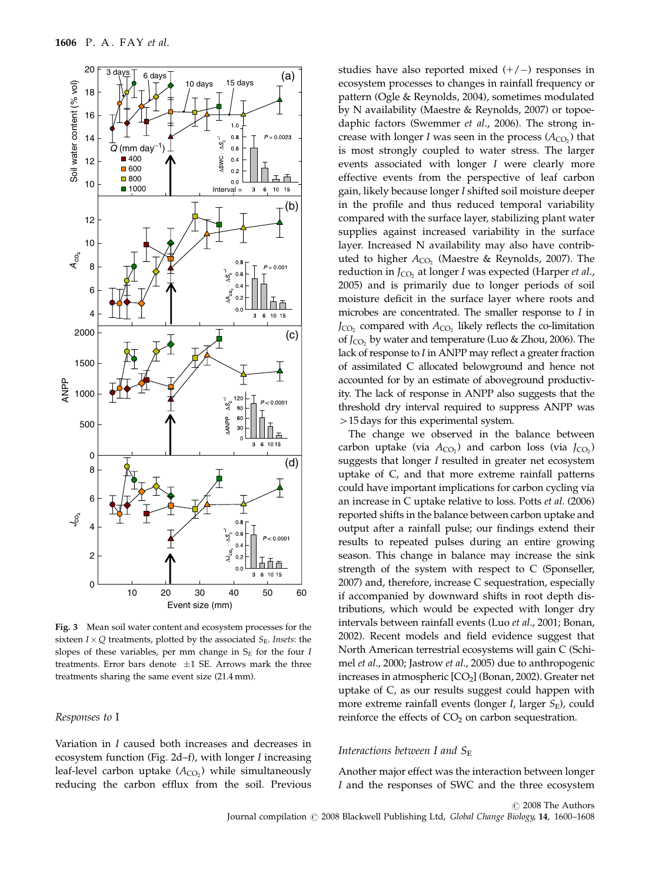**Fig. 3** Mean soil water content and ecosystem processes for the sixteen $I \times Q$ treatments, plotted by the associated $S_E$. *Insets*: the slopes of these variables, per mm change in $S_E$ for the four $I$ treatments. Error bars denote $\pm 1$ SE. Arrows mark the three treatments sharing the same event size (21.4 mm).

### *Responses to* I

Variation in $I$ caused both increases and decreases in ecosystem function (Fig. 2d–f), with longer $I$ increasing leaf-level carbon uptake ($A_{CO_2}$) while simultaneously reducing the carbon efflux from the soil. Previous studies have also reported mixed (+/−) responses in ecosystem processes to changes in rainfall frequency or pattern (Ogle & Reynolds, 2004), sometimes modulated by N availability (Maestre & Reynolds, 2007) or topoedaphic factors (Swemmer *et al.*, 2006). The strong increase with longer $I$ was seen in the process ($A_{CO_2}$) that is most strongly coupled to water stress. The larger events associated with longer $I$ were clearly more effective events from the perspective of leaf carbon gain, likely because longer $I$ shifted soil moisture deeper in the profile and thus reduced temporal variability compared with the surface layer, stabilizing plant water supplies against increased variability in the surface layer. Increased N availability may also have contributed to higher $A_{CO_2}$ (Maestre & Reynolds, 2007). The reduction in $J_{CO_2}$ at longer $I$ was expected (Harper *et al.*, 2005) and is primarily due to longer periods of soil moisture deficit in the surface layer where roots and microbes are concentrated. The smaller response to $I$ in $J_{CO_2}$ compared with $A_{CO_2}$ likely reflects the co-limitation of $J_{CO_2}$ by water and temperature (Luo & Zhou, 2006). The lack of response to $I$ in ANPP may reflect a greater fraction of assimilated C allocated belowground and hence not accounted for by an estimate of aboveground productivity. The lack of response in ANPP also suggests that the threshold dry interval required to suppress ANPP was >15 days for this experimental system.

The change we observed in the balance between carbon uptake (via $A_{CO_2}$) and carbon loss (via $J_{CO_2}$) suggests that longer $I$ resulted in greater net ecosystem uptake of C, and that more extreme rainfall patterns could have important implications for carbon cycling via an increase in C uptake relative to loss. Potts *et al.* (2006) reported shifts in the balance between carbon uptake and output after a rainfall pulse; our findings extend their results to repeated pulses during an entire growing season. This change in balance may increase the sink strength of the system with respect to C (Sponseller, 2007) and, therefore, increase C sequestration, especially if accompanied by downward shifts in root depth distributions, which would be expected with longer dry intervals between rainfall events (Luo *et al.*, 2001; Bonan, 2002). Recent models and field evidence suggest that North American terrestrial ecosystems will gain C (Schimel *et al.*, 2000; Jastrow *et al.*, 2005) due to anthropogenic increases in atmospheric [$CO_2$] (Bonan, 2002). Greater net uptake of C, as our results suggest could happen with more extreme rainfall events (longer $I$, larger $S_E$), could reinforce the effects of $CO_2$ on carbon sequestration.

### *Interactions between* I *and* $S_E$

Another major effect was the interaction between longer $I$ and the responses of SWC and the three ecosystem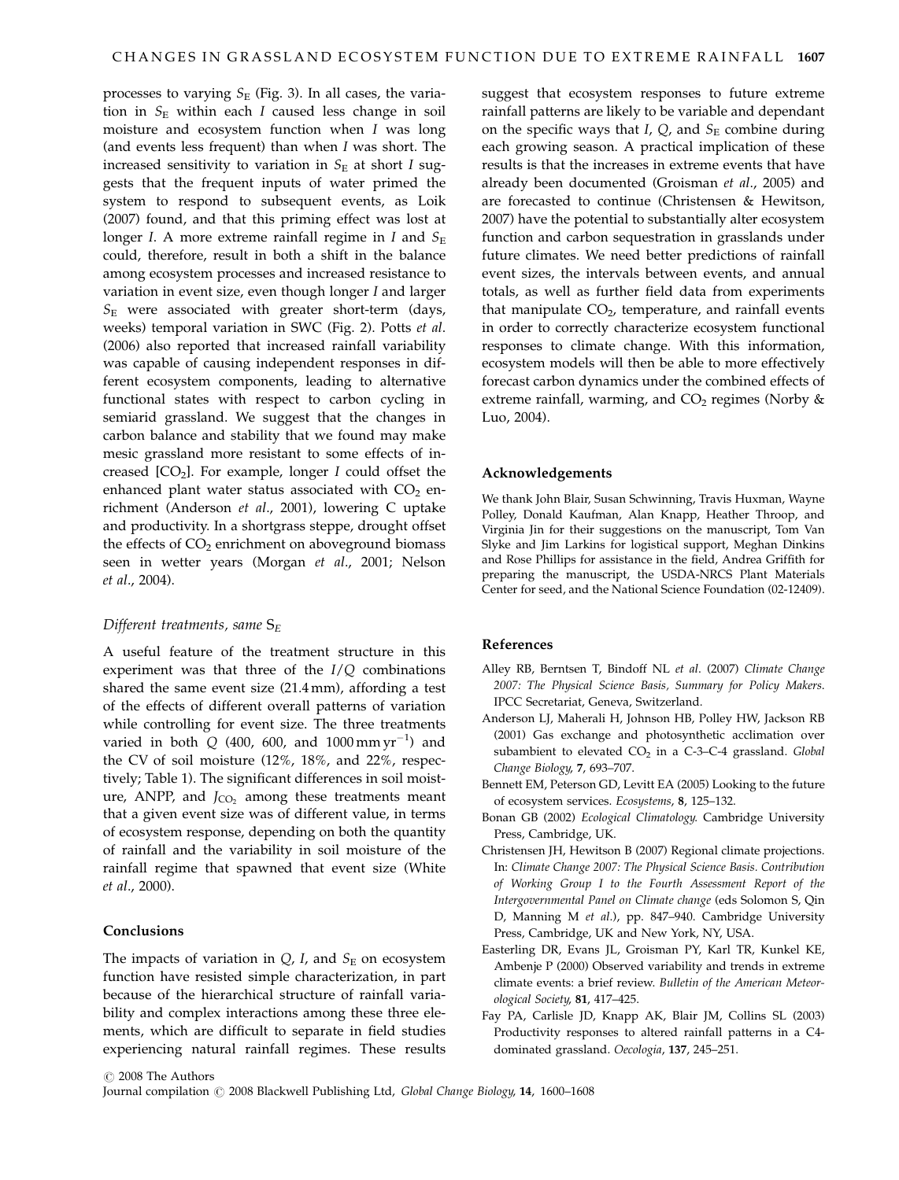processes to varying $S_E$ (Fig. 3). In all cases, the variation in $S_E$ within each $I$ caused less change in soil moisture and ecosystem function when $I$ was long (and events less frequent) than when $I$ was short. The increased sensitivity to variation in $S_E$ at short $I$ suggests that the frequent inputs of water primed the system to respond to subsequent events, as Loik (2007) found, and that this priming effect was lost at longer $I$. A more extreme rainfall regime in $I$ and $S_E$ could, therefore, result in both a shift in the balance among ecosystem processes and increased resistance to variation in event size, even though longer $I$ and larger $S_E$ were associated with greater short-term (days, weeks) temporal variation in SWC (Fig. 2). Potts *et al*. (2006) also reported that increased rainfall variability was capable of causing independent responses in different ecosystem components, leading to alternative functional states with respect to carbon cycling in semiarid grassland. We suggest that the changes in carbon balance and stability that we found may make mesic grassland more resistant to some effects of increased [$CO_2$]. For example, longer $I$ could offset the enhanced plant water status associated with $CO_2$ enrichment (Anderson *et al*., 2001), lowering C uptake and productivity. In a shortgrass steppe, drought offset the effects of $CO_2$ enrichment on aboveground biomass seen in wetter years (Morgan *et al*., 2001; Nelson *et al*., 2004).

### *Different treatments, same* $S_E$

A useful feature of the treatment structure in this experiment was that three of the $I/Q$ combinations shared the same event size (21.4 mm), affording a test of the effects of different overall patterns of variation while controlling for event size. The three treatments varied in both $Q$ (400, 600, and 1000 mm yr$^{-1}$) and the CV of soil moisture (12%, 18%, and 22%, respectively; Table 1). The significant differences in soil moisture, ANPP, and $J_{CO_2}$ among these treatments meant that a given event size was of different value, in terms of ecosystem response, depending on both the quantity of rainfall and the variability in soil moisture of the rainfall regime that spawned that event size (White *et al*., 2000).

## Conclusions

The impacts of variation in $Q$, $I$, and $S_E$ on ecosystem function have resisted simple characterization, in part because of the hierarchical structure of rainfall variability and complex interactions among these three elements, which are difficult to separate in field studies experiencing natural rainfall regimes. These results suggest that ecosystem responses to future extreme rainfall patterns are likely to be variable and dependant on the specific ways that $I$, $Q$, and $S_E$ combine during each growing season. A practical implication of these results is that the increases in extreme events that have already been documented (Groisman *et al*., 2005) and are forecasted to continue (Christensen & Hewitson, 2007) have the potential to substantially alter ecosystem function and carbon sequestration in grasslands under future climates. We need better predictions of rainfall event sizes, the intervals between events, and annual totals, as well as further field data from experiments that manipulate $CO_2$, temperature, and rainfall events in order to correctly characterize ecosystem functional responses to climate change. With this information, ecosystem models will then be able to more effectively forecast carbon dynamics under the combined effects of extreme rainfall, warming, and $CO_2$ regimes (Norby & Luo, 2004).

## Acknowledgements

We thank John Blair, Susan Schwinning, Travis Huxman, Wayne Polley, Donald Kaufman, Alan Knapp, Heather Throop, and Virginia Jin for their suggestions on the manuscript, Tom Van Slyke and Jim Larkins for logistical support, Meghan Dinkins and Rose Phillips for assistance in the field, Andrea Griffith for preparing the manuscript, the USDA-NRCS Plant Materials Center for seed, and the National Science Foundation (02-12409).

## References

Alley RB, Berntsen T, Bindoff NL *et al*. (2007) *Climate Change 2007: The Physical Science Basis, Summary for Policy Makers*. IPCC Secretariat, Geneva, Switzerland.

Anderson LJ, Maherali H, Johnson HB, Polley HW, Jackson RB (2001) Gas exchange and photosynthetic acclimation over subambient to elevated $CO_2$ in a C-3–C-4 grassland. *Global Change Biology*, **7**, 693–707.

Bennett EM, Peterson GD, Levitt EA (2005) Looking to the future of ecosystem services. *Ecosystems*, **8**, 125–132.

Bonan GB (2002) *Ecological Climatology*. Cambridge University Press, Cambridge, UK.

Christensen JH, Hewitson B (2007) Regional climate projections. In: *Climate Change 2007: The Physical Science Basis*. *Contribution of Working Group I to the Fourth Assessment Report of the Intergovernmental Panel on Climate change* (eds Solomon S, Qin D, Manning M *et al*.), pp. 847–940. Cambridge University Press, Cambridge, UK and New York, NY, USA.

Easterling DR, Evans JL, Groisman PY, Karl TR, Kunkel KE, Ambenje P (2000) Observed variability and trends in extreme climate events: a brief review. *Bulletin of the American Meteorological Society*, **81**, 417–425.

Fay PA, Carlisle JD, Knapp AK, Blair JM, Collins SL (2003) Productivity responses to altered rainfall patterns in a C4-dominated grassland. *Oecologia*, **137**, 245–251.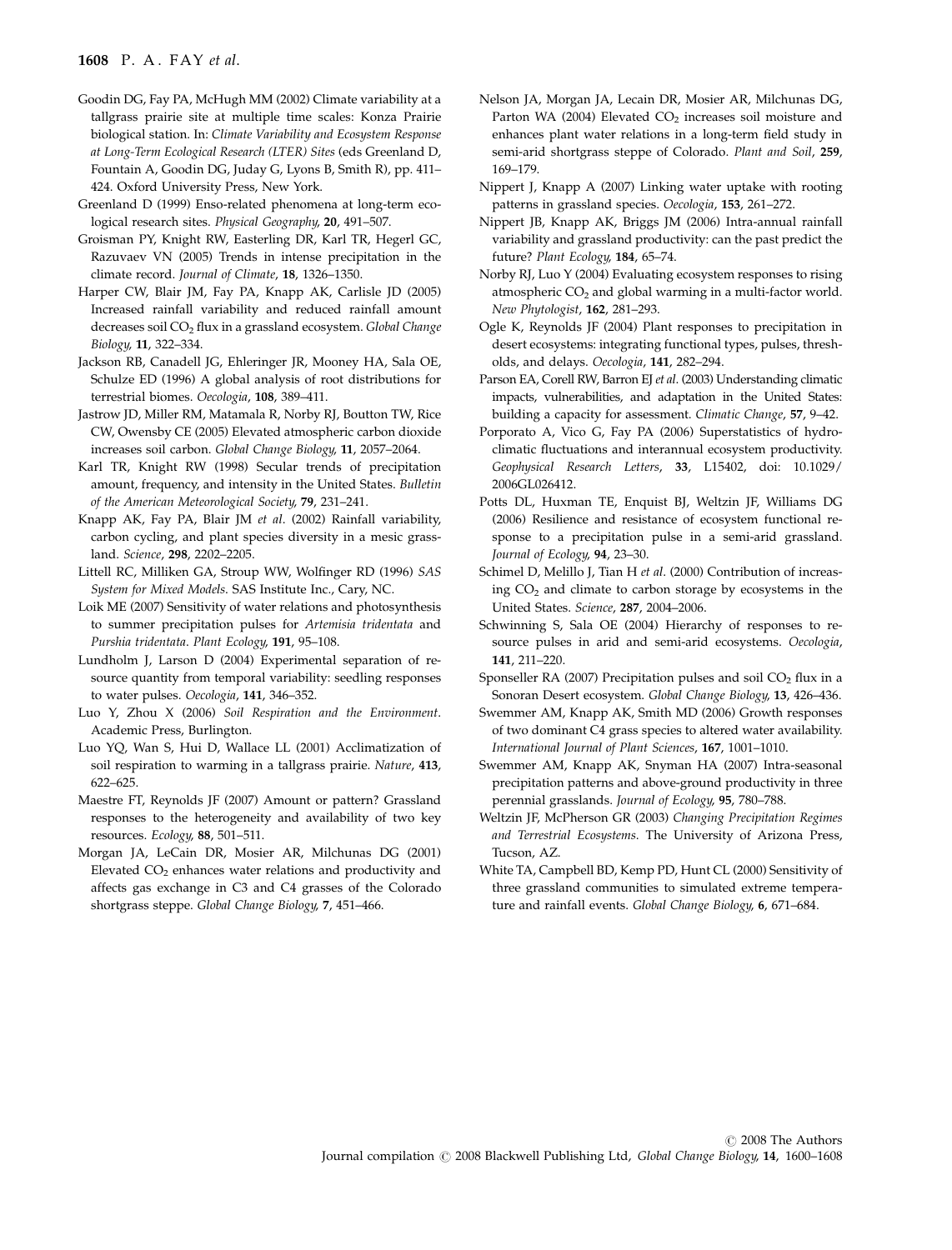Goodin DG, Fay PA, McHugh MM (2002) Climate variability at a tallgrass prairie site at multiple time scales: Konza Prairie biological station. In: *Climate Variability and Ecosystem Response at Long-Term Ecological Research (LTER) Sites* (eds Greenland D, Fountain A, Goodin DG, Juday G, Lyons B, Smith R), pp. 411–424. Oxford University Press, New York.

Greenland D (1999) Enso-related phenomena at long-term ecological research sites. *Physical Geography*, **20**, 491–507.

Groisman PY, Knight RW, Easterling DR, Karl TR, Hegerl GC, Razuvaev VN (2005) Trends in intense precipitation in the climate record. *Journal of Climate*, **18**, 1326–1350.

Harper CW, Blair JM, Fay PA, Knapp AK, Carlisle JD (2005) Increased rainfall variability and reduced rainfall amount decreases soil $CO_2$ flux in a grassland ecosystem. *Global Change Biology*, **11**, 322–334.

Jackson RB, Canadell JG, Ehleringer JR, Mooney HA, Sala OE, Schulze ED (1996) A global analysis of root distributions for terrestrial biomes. *Oecologia*, **108**, 389–411.

Jastrow JD, Miller RM, Matamala R, Norby RJ, Boutton TW, Rice CW, Owensby CE (2005) Elevated atmospheric carbon dioxide increases soil carbon. *Global Change Biology*, **11**, 2057–2064.

Karl TR, Knight RW (1998) Secular trends of precipitation amount, frequency, and intensity in the United States. *Bulletin of the American Meteorological Society*, **79**, 231–241.

Knapp AK, Fay PA, Blair JM *et al.* (2002) Rainfall variability, carbon cycling, and plant species diversity in a mesic grassland. *Science*, **298**, 2202–2205.

Littell RC, Milliken GA, Stroup WW, Wolfinger RD (1996) *SAS System for Mixed Models*. SAS Institute Inc., Cary, NC.

Loik ME (2007) Sensitivity of water relations and photosynthesis to summer precipitation pulses for *Artemisia tridentata* and *Purshia tridentata*. *Plant Ecology*, **191**, 95–108.

Lundholm J, Larson D (2004) Experimental separation of resource quantity from temporal variability: seedling responses to water pulses. *Oecologia*, **141**, 346–352.

Luo Y, Zhou X (2006) *Soil Respiration and the Environment*. Academic Press, Burlington.

Luo YQ, Wan S, Hui D, Wallace LL (2001) Acclimatization of soil respiration to warming in a tallgrass prairie. *Nature*, **413**, 622–625.

Maestre FT, Reynolds JF (2007) Amount or pattern? Grassland responses to the heterogeneity and availability of two key resources. *Ecology*, **88**, 501–511.

Morgan JA, LeCain DR, Mosier AR, Milchunas DG (2001) Elevated $CO_2$ enhances water relations and productivity and affects gas exchange in C3 and C4 grasses of the Colorado shortgrass steppe. *Global Change Biology*, **7**, 451–466.

Nelson JA, Morgan JA, Lecain DR, Mosier AR, Milchunas DG, Parton WA (2004) Elevated $CO_2$ increases soil moisture and enhances plant water relations in a long-term field study in semi-arid shortgrass steppe of Colorado. *Plant and Soil*, **259**, 169–179.

Nippert J, Knapp A (2007) Linking water uptake with rooting patterns in grassland species. *Oecologia*, **153**, 261–272.

Nippert JB, Knapp AK, Briggs JM (2006) Intra-annual rainfall variability and grassland productivity: can the past predict the future? *Plant Ecology*, **184**, 65–74.

Norby RJ, Luo Y (2004) Evaluating ecosystem responses to rising atmospheric $CO_2$ and global warming in a multi-factor world. *New Phytologist*, **162**, 281–293.

Ogle K, Reynolds JF (2004) Plant responses to precipitation in desert ecosystems: integrating functional types, pulses, thresholds, and delays. *Oecologia*, **141**, 282–294.

Parson EA, Corell RW, Barron EJ *et al.* (2003) Understanding climatic impacts, vulnerabilities, and adaptation in the United States: building a capacity for assessment. *Climatic Change*, **57**, 9–42.

Porporato A, Vico G, Fay PA (2006) Superstatistics of hydro-climatic fluctuations and interannual ecosystem productivity. *Geophysical Research Letters*, **33**, L15402, doi: 10.1029/2006GL026412.

Potts DL, Huxman TE, Enquist BJ, Weltzin JF, Williams DG (2006) Resilience and resistance of ecosystem functional response to a precipitation pulse in a semi-arid grassland. *Journal of Ecology*, **94**, 23–30.

Schimel D, Melillo J, Tian H *et al.* (2000) Contribution of increasing $CO_2$ and climate to carbon storage by ecosystems in the United States. *Science*, **287**, 2004–2006.

Schwinning S, Sala OE (2004) Hierarchy of responses to resource pulses in arid and semi-arid ecosystems. *Oecologia*, **141**, 211–220.

Sponseller RA (2007) Precipitation pulses and soil $CO_2$ flux in a Sonoran Desert ecosystem. *Global Change Biology*, **13**, 426–436.

Swemmer AM, Knapp AK, Smith MD (2006) Growth responses of two dominant C4 grass species to altered water availability. *International Journal of Plant Sciences*, **167**, 1001–1010.

Swemmer AM, Knapp AK, Snyman HA (2007) Intra-seasonal precipitation patterns and above-ground productivity in three perennial grasslands. *Journal of Ecology*, **95**, 780–788.

Weltzin JF, McPherson GR (2003) *Changing Precipitation Regimes and Terrestrial Ecosystems*. The University of Arizona Press, Tucson, AZ.

White TA, Campbell BD, Kemp PD, Hunt CL (2000) Sensitivity of three grassland communities to simulated extreme temperature and rainfall events. *Global Change Biology*, **6**, 671–684.